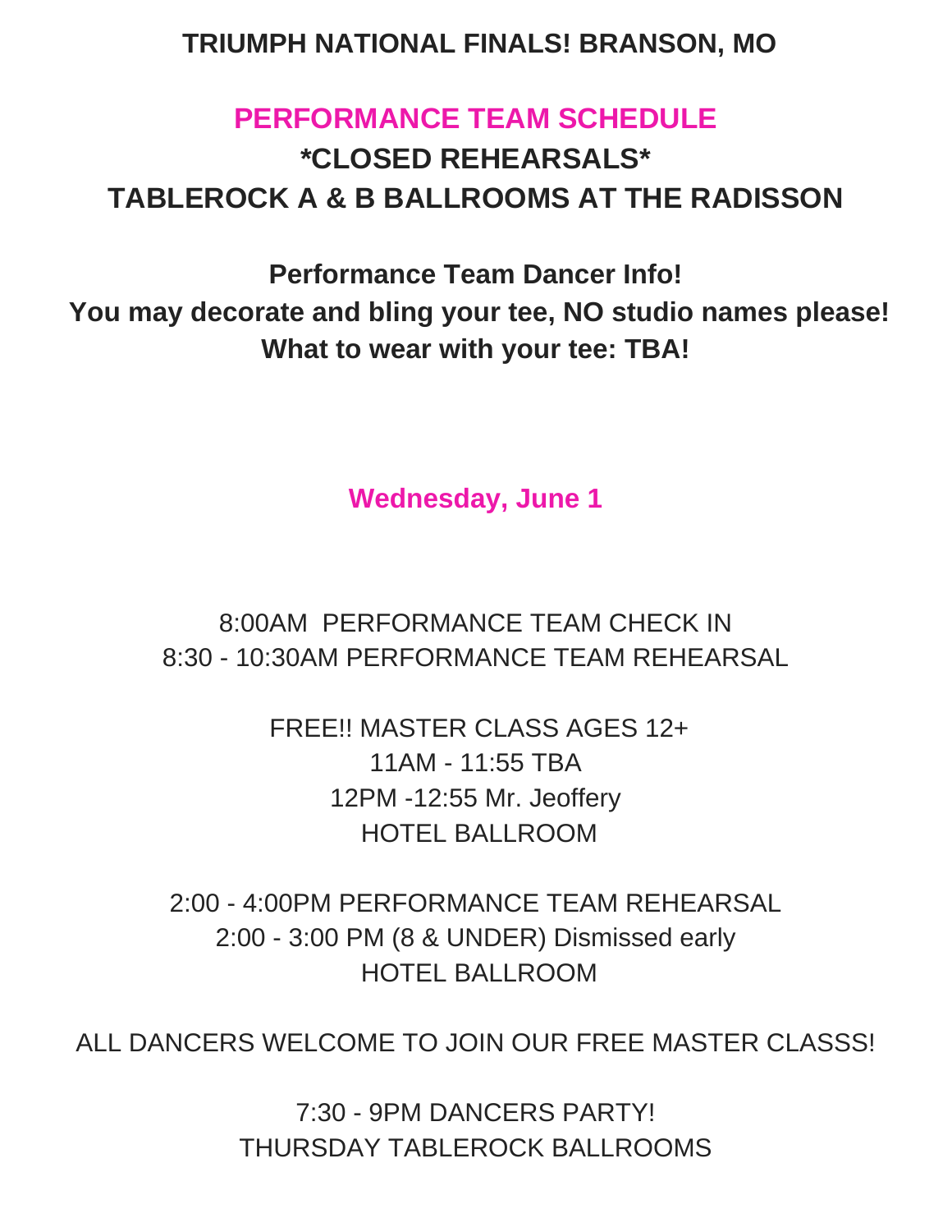# TRIUMPH NATIONAL FINALS! BRANSON, MO

## PERFORMANCE TEAM SCHEDULE

## *CLOSED REHEARSALS*

## TABLEROCK A & B BALLROOMS AT THE RADISSON

**Performance Team Dancer Info!**
**You may decorate and bling your tee, NO studio names please!**
**What to wear with your tee: TBA!**

### Wednesday, June 1

8:00AM PERFORMANCE TEAM CHECK IN
8:30 - 10:30AM PERFORMANCE TEAM REHEARSAL

FREE!! MASTER CLASS AGES 12+
11AM - 11:55 TBA
12PM -12:55 Mr. Jeoffery
HOTEL BALLROOM

2:00 - 4:00PM PERFORMANCE TEAM REHEARSAL
2:00 - 3:00 PM (8 & UNDER) Dismissed early
HOTEL BALLROOM

ALL DANCERS WELCOME TO JOIN OUR FREE MASTER CLASSS!

7:30 - 9PM DANCERS PARTY!
THURSDAY TABLEROCK BALLROOMS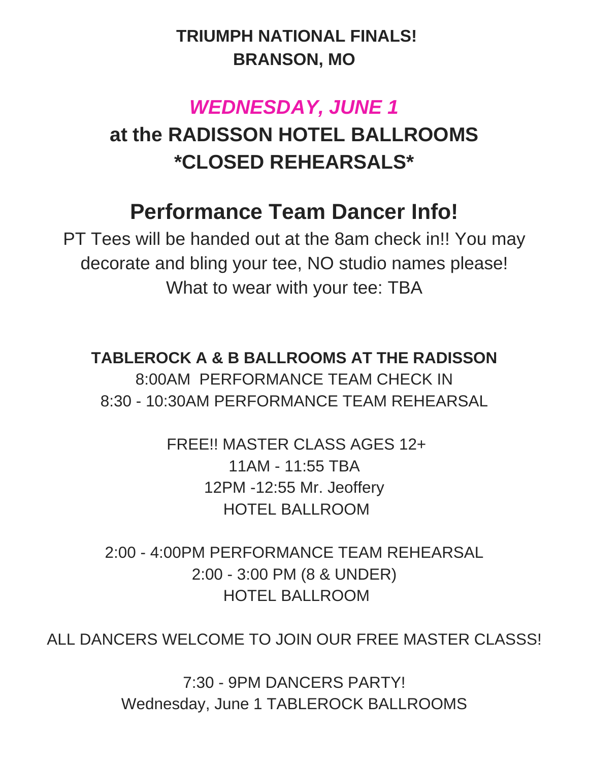**TRIUMPH NATIONAL FINALS!**
**BRANSON, MO**

## *WEDNESDAY, JUNE 1*

## at the RADISSON HOTEL BALLROOMS
## *CLOSED REHEARSALS*

# Performance Team Dancer Info!

PT Tees will be handed out at the 8am check in!! You may decorate and bling your tee, NO studio names please!
What to wear with your tee: TBA

**TABLEROCK A & B BALLROOMS AT THE RADISSON**
8:00AM PERFORMANCE TEAM CHECK IN
8:30 - 10:30AM PERFORMANCE TEAM REHEARSAL

FREE!! MASTER CLASS AGES 12+
11AM - 11:55 TBA
12PM -12:55 Mr. Jeoffery
HOTEL BALLROOM

2:00 - 4:00PM PERFORMANCE TEAM REHEARSAL
2:00 - 3:00 PM (8 & UNDER)
HOTEL BALLROOM

ALL DANCERS WELCOME TO JOIN OUR FREE MASTER CLASSS!

7:30 - 9PM DANCERS PARTY!
Wednesday, June 1 TABLEROCK BALLROOMS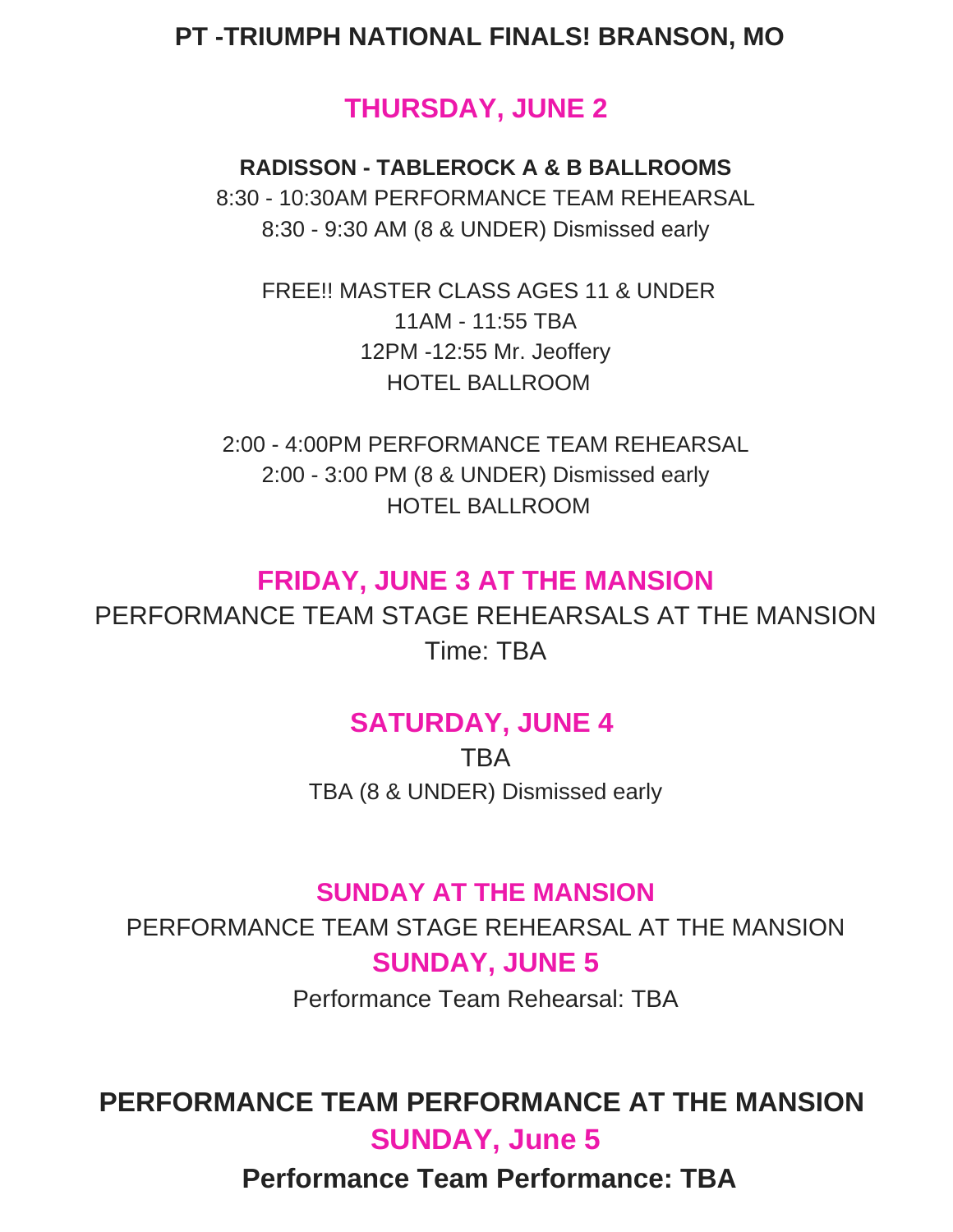# PT -TRIUMPH NATIONAL FINALS! BRANSON, MO

## THURSDAY, JUNE 2

**RADISSON - TABLEROCK A & B BALLROOMS**

8:30 - 10:30AM PERFORMANCE TEAM REHEARSAL
8:30 - 9:30 AM (8 & UNDER) Dismissed early

FREE!! MASTER CLASS AGES 11 & UNDER
11AM - 11:55 TBA
12PM -12:55 Mr. Jeoffery
HOTEL BALLROOM

2:00 - 4:00PM PERFORMANCE TEAM REHEARSAL
2:00 - 3:00 PM (8 & UNDER) Dismissed early
HOTEL BALLROOM

## FRIDAY, JUNE 3 AT THE MANSION

PERFORMANCE TEAM STAGE REHEARSALS AT THE MANSION
Time: TBA

## SATURDAY, JUNE 4

TBA
TBA (8 & UNDER) Dismissed early

## SUNDAY AT THE MANSION

PERFORMANCE TEAM STAGE REHEARSAL AT THE MANSION

## SUNDAY, JUNE 5

Performance Team Rehearsal: TBA

**PERFORMANCE TEAM PERFORMANCE AT THE MANSION**

## SUNDAY, June 5

**Performance Team Performance: TBA**